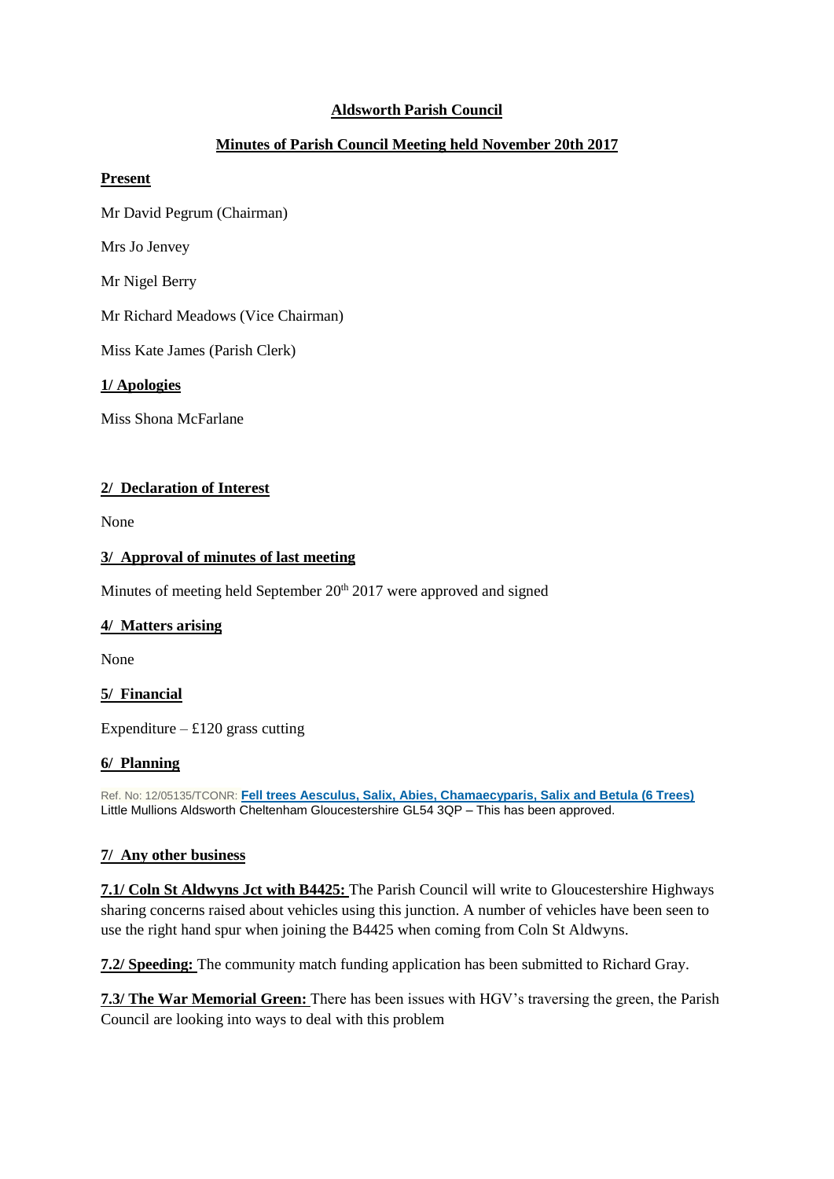# Aldsworth Parish Council

## Minutes of Parish Council Meeting held November 20th 2017

**Present**

Mr David Pegrum (Chairman)

Mrs Jo Jenvey

Mr Nigel Berry

Mr Richard Meadows (Vice Chairman)

Miss Kate James (Parish Clerk)

**1/ Apologies**

Miss Shona McFarlane

**2/ Declaration of Interest**

None

**3/ Approval of minutes of last meeting**

Minutes of meeting held September 20th 2017 were approved and signed

**4/ Matters arising**

None

**5/ Financial**

Expenditure – £120 grass cutting

**6/ Planning**

Ref. No: 12/05135/TCONR: **Fell trees Aesculus, Salix, Abies, Chamaecyparis, Salix and Betula (6 Trees)**
Little Mullions Aldsworth Cheltenham Gloucestershire GL54 3QP – This has been approved.

**7/ Any other business**

**7.1/ Coln St Aldwyns Jct with B4425:** The Parish Council will write to Gloucestershire Highways sharing concerns raised about vehicles using this junction. A number of vehicles have been seen to use the right hand spur when joining the B4425 when coming from Coln St Aldwyns.

**7.2/ Speeding:** The community match funding application has been submitted to Richard Gray.

**7.3/ The War Memorial Green:** There has been issues with HGV's traversing the green, the Parish Council are looking into ways to deal with this problem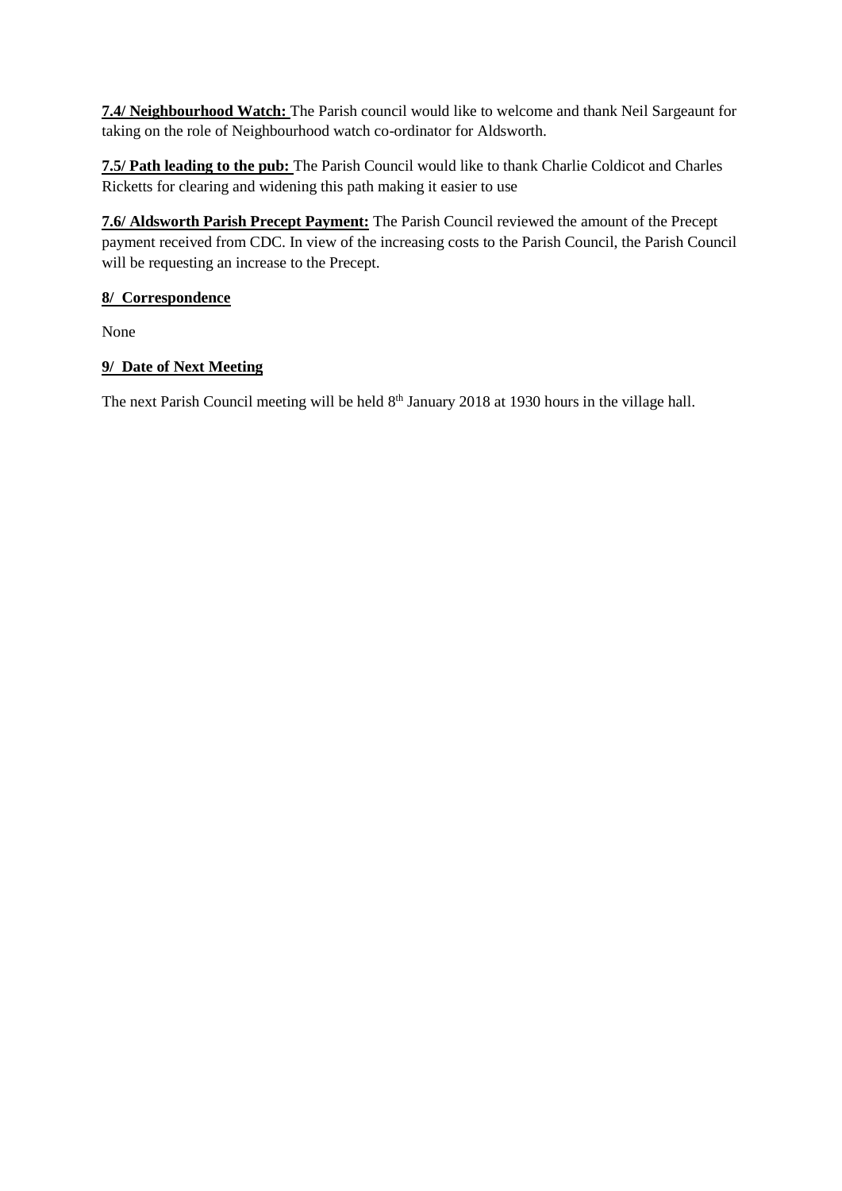**7.4/ Neighbourhood Watch:** The Parish council would like to welcome and thank Neil Sargeaunt for taking on the role of Neighbourhood watch co-ordinator for Aldsworth.

**7.5/ Path leading to the pub:** The Parish Council would like to thank Charlie Coldicot and Charles Ricketts for clearing and widening this path making it easier to use

**7.6/ Aldsworth Parish Precept Payment:** The Parish Council reviewed the amount of the Precept payment received from CDC. In view of the increasing costs to the Parish Council, the Parish Council will be requesting an increase to the Precept.

**8/ Correspondence**

None

**9/ Date of Next Meeting**

The next Parish Council meeting will be held 8th January 2018 at 1930 hours in the village hall.